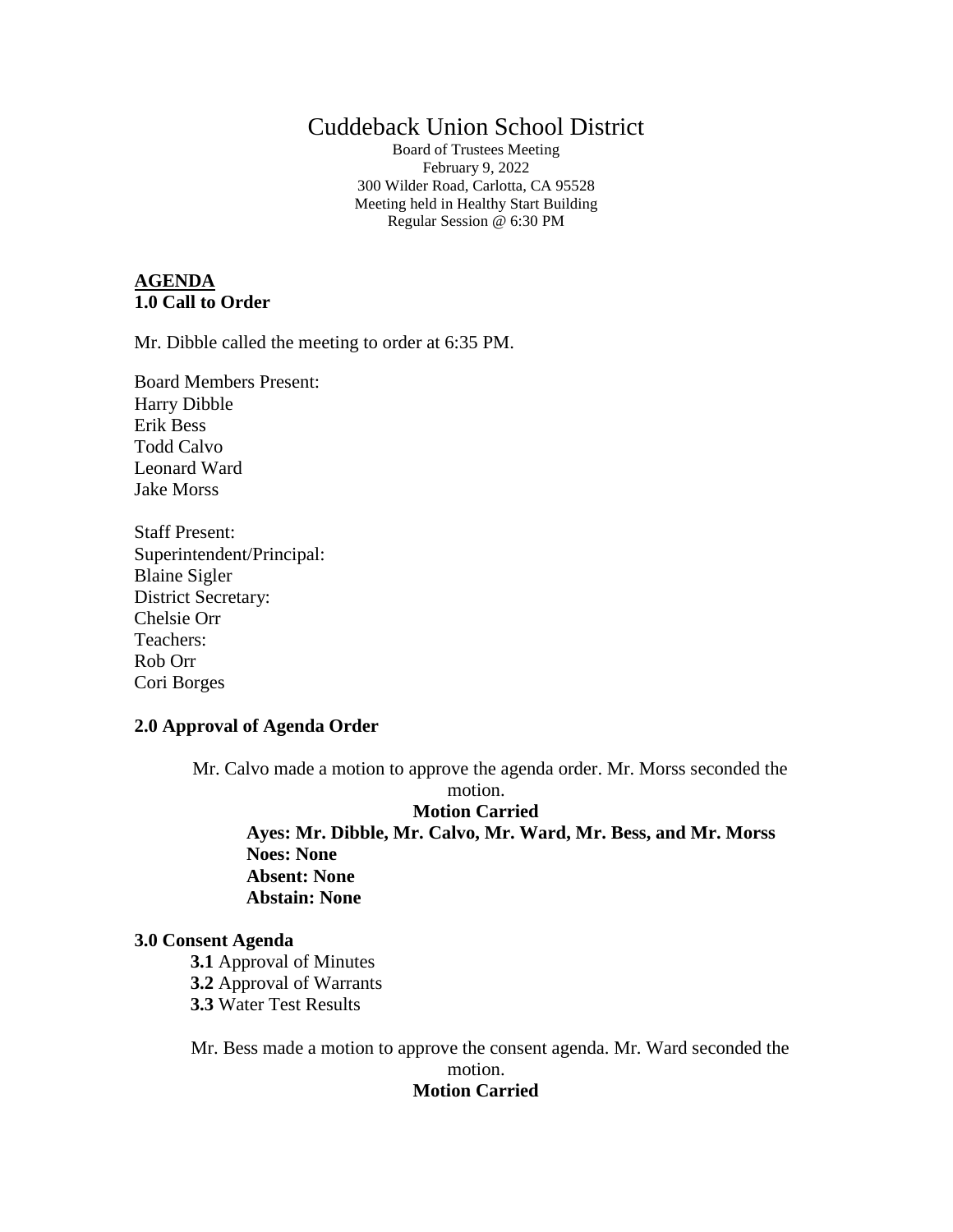# Cuddeback Union School District

Board of Trustees Meeting
February 9, 2022
300 Wilder Road, Carlotta, CA 95528
Meeting held in Healthy Start Building
Regular Session @ 6:30 PM

**AGENDA**

**1.0 Call to Order**

Mr. Dibble called the meeting to order at 6:35 PM.

Board Members Present:
Harry Dibble
Erik Bess
Todd Calvo
Leonard Ward
Jake Morss

Staff Present:
Superintendent/Principal:
Blaine Sigler
District Secretary:
Chelsie Orr
Teachers:
Rob Orr
Cori Borges

**2.0 Approval of Agenda Order**

Mr. Calvo made a motion to approve the agenda order. Mr. Morss seconded the motion.

**Motion Carried**

**Ayes: Mr. Dibble, Mr. Calvo, Mr. Ward, Mr. Bess, and Mr. Morss**
**Noes: None**
**Absent: None**
**Abstain: None**

**3.0 Consent Agenda**

**3.1** Approval of Minutes
**3.2** Approval of Warrants
**3.3** Water Test Results

Mr. Bess made a motion to approve the consent agenda. Mr. Ward seconded the motion.

**Motion Carried**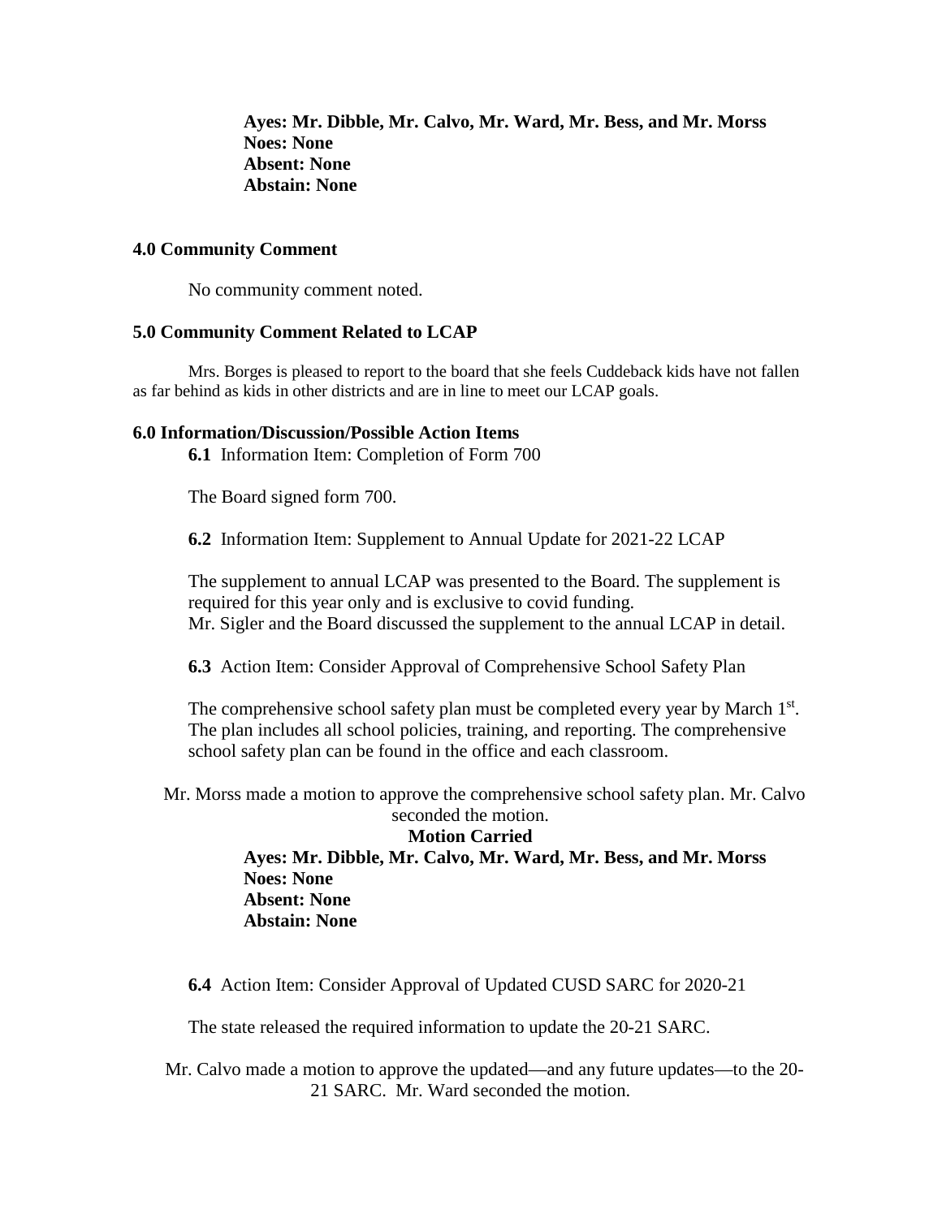**Ayes: Mr. Dibble, Mr. Calvo, Mr. Ward, Mr. Bess, and Mr. Morss**
**Noes: None**
**Absent: None**
**Abstain: None**

### 4.0 Community Comment

No community comment noted.

### 5.0 Community Comment Related to LCAP

Mrs. Borges is pleased to report to the board that she feels Cuddeback kids have not fallen as far behind as kids in other districts and are in line to meet our LCAP goals.

### 6.0 Information/Discussion/Possible Action Items

**6.1** Information Item: Completion of Form 700

The Board signed form 700.

**6.2** Information Item: Supplement to Annual Update for 2021-22 LCAP

The supplement to annual LCAP was presented to the Board. The supplement is required for this year only and is exclusive to covid funding.
Mr. Sigler and the Board discussed the supplement to the annual LCAP in detail.

**6.3** Action Item: Consider Approval of Comprehensive School Safety Plan

The comprehensive school safety plan must be completed every year by March 1st. The plan includes all school policies, training, and reporting. The comprehensive school safety plan can be found in the office and each classroom.

Mr. Morss made a motion to approve the comprehensive school safety plan. Mr. Calvo seconded the motion.

**Motion Carried**

**Ayes: Mr. Dibble, Mr. Calvo, Mr. Ward, Mr. Bess, and Mr. Morss**
**Noes: None**
**Absent: None**
**Abstain: None**

**6.4** Action Item: Consider Approval of Updated CUSD SARC for 2020-21

The state released the required information to update the 20-21 SARC.

Mr. Calvo made a motion to approve the updated—and any future updates—to the 20-21 SARC. Mr. Ward seconded the motion.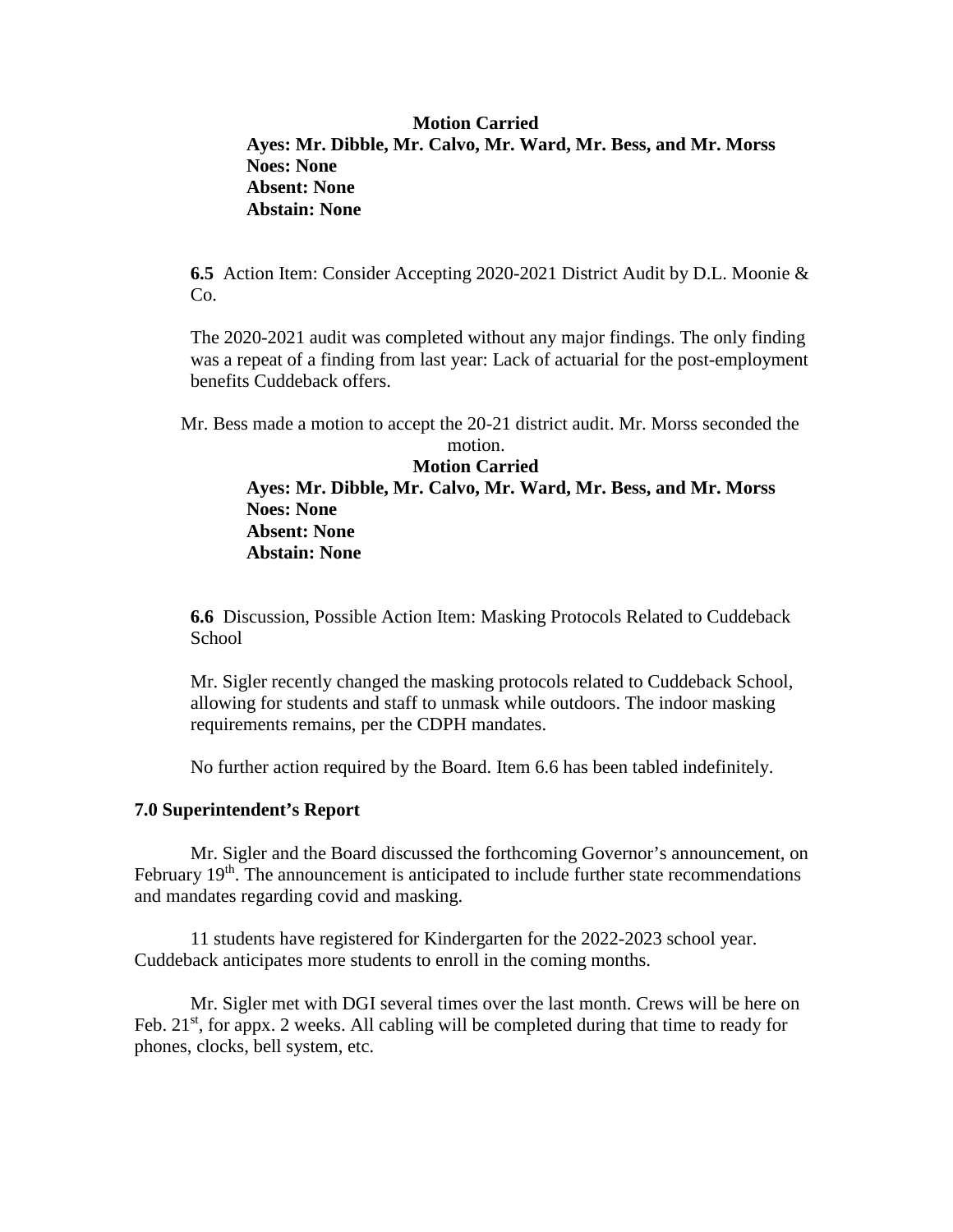**Motion Carried**
**Ayes: Mr. Dibble, Mr. Calvo, Mr. Ward, Mr. Bess, and Mr. Morss**
**Noes: None**
**Absent: None**
**Abstain: None**

**6.5** Action Item: Consider Accepting 2020-2021 District Audit by D.L. Moonie & Co.

The 2020-2021 audit was completed without any major findings. The only finding was a repeat of a finding from last year: Lack of actuarial for the post-employment benefits Cuddeback offers.

Mr. Bess made a motion to accept the 20-21 district audit. Mr. Morss seconded the motion.

**Motion Carried**
**Ayes: Mr. Dibble, Mr. Calvo, Mr. Ward, Mr. Bess, and Mr. Morss**
**Noes: None**
**Absent: None**
**Abstain: None**

**6.6** Discussion, Possible Action Item: Masking Protocols Related to Cuddeback School

Mr. Sigler recently changed the masking protocols related to Cuddeback School, allowing for students and staff to unmask while outdoors. The indoor masking requirements remains, per the CDPH mandates.

No further action required by the Board. Item 6.6 has been tabled indefinitely.

**7.0 Superintendent's Report**

Mr. Sigler and the Board discussed the forthcoming Governor's announcement, on February 19th. The announcement is anticipated to include further state recommendations and mandates regarding covid and masking.

11 students have registered for Kindergarten for the 2022-2023 school year. Cuddeback anticipates more students to enroll in the coming months.

Mr. Sigler met with DGI several times over the last month. Crews will be here on Feb. 21st, for appx. 2 weeks. All cabling will be completed during that time to ready for phones, clocks, bell system, etc.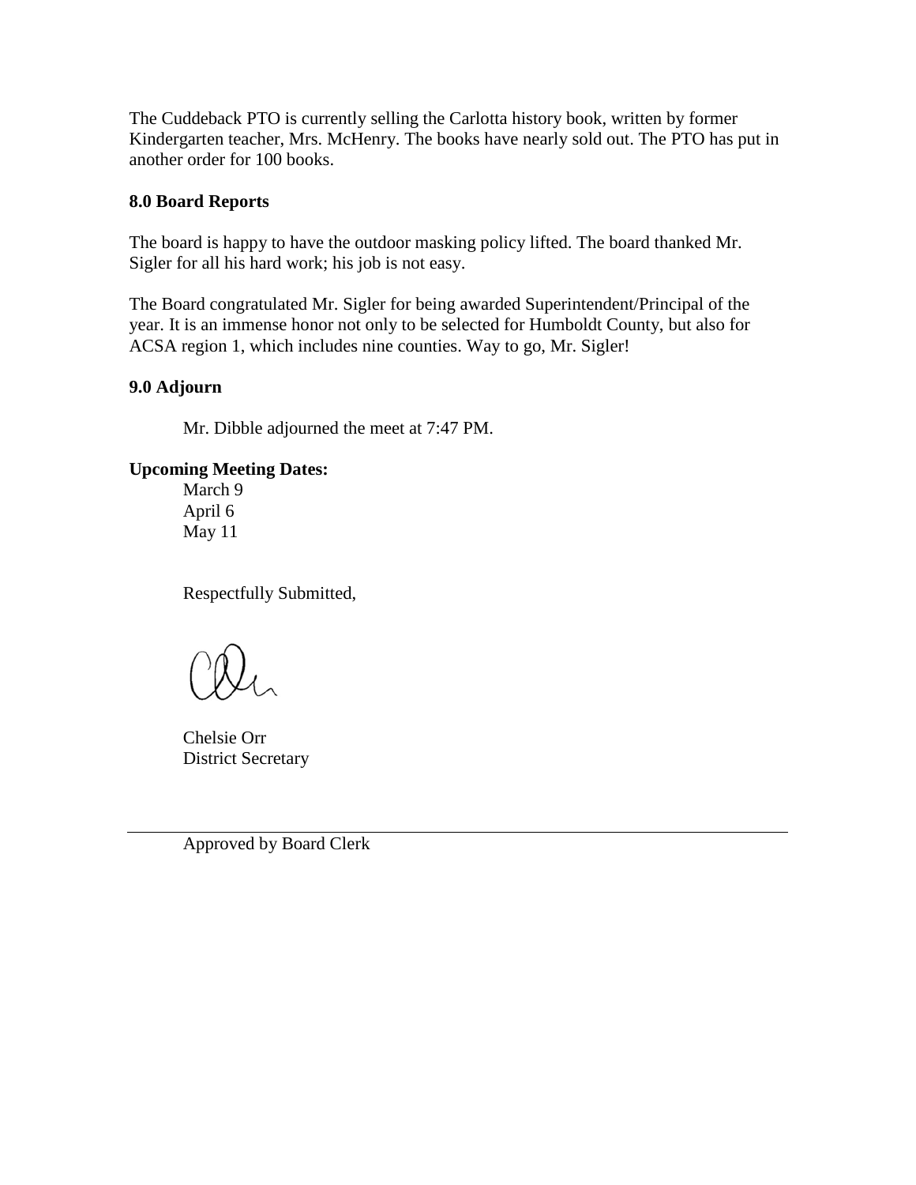The Cuddeback PTO is currently selling the Carlotta history book, written by former Kindergarten teacher, Mrs. McHenry. The books have nearly sold out. The PTO has put in another order for 100 books.

**8.0 Board Reports**

The board is happy to have the outdoor masking policy lifted. The board thanked Mr. Sigler for all his hard work; his job is not easy.

The Board congratulated Mr. Sigler for being awarded Superintendent/Principal of the year. It is an immense honor not only to be selected for Humboldt County, but also for ACSA region 1, which includes nine counties. Way to go, Mr. Sigler!

**9.0 Adjourn**

Mr. Dibble adjourned the meet at 7:47 PM.

**Upcoming Meeting Dates:**

March 9
April 6
May 11

Respectfully Submitted,

Chelsie Orr
District Secretary

---

Approved by Board Clerk